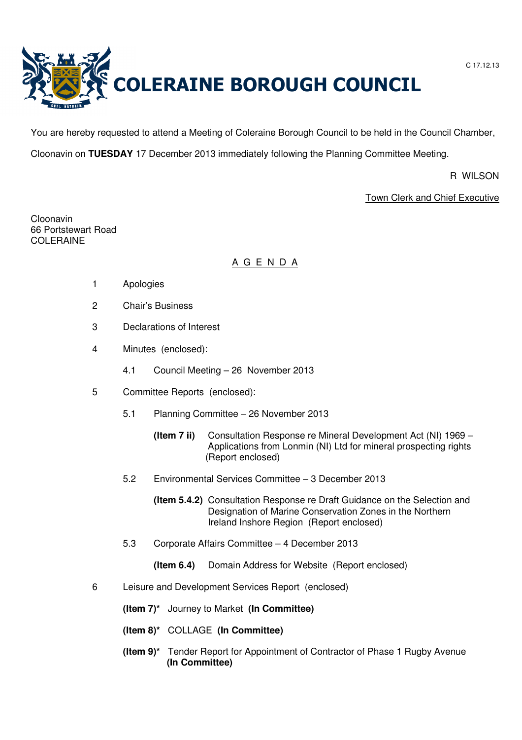C 17.12.13

# COLERAINE BOROUGH COUNCIL

You are hereby requested to attend a Meeting of Coleraine Borough Council to be held in the Council Chamber, Cloonavin on **TUESDAY** 17 December 2013 immediately following the Planning Committee Meeting.

R WILSON

Town Clerk and Chief Executive

Cloonavin
66 Portstewart Road
COLERAINE

## A G E N D A

1. Apologies
2. Chair's Business
3. Declarations of Interest
4. Minutes (enclosed):
   - 4.1 Council Meeting – 26 November 2013
5. Committee Reports (enclosed):
   - 5.1 Planning Committee – 26 November 2013
     - **(Item 7 ii)** Consultation Response re Mineral Development Act (NI) 1969 – Applications from Lonmin (NI) Ltd for mineral prospecting rights (Report enclosed)
   - 5.2 Environmental Services Committee – 3 December 2013
     - **(Item 5.4.2)** Consultation Response re Draft Guidance on the Selection and Designation of Marine Conservation Zones in the Northern Ireland Inshore Region (Report enclosed)
   - 5.3 Corporate Affairs Committee – 4 December 2013
     - **(Item 6.4)** Domain Address for Website (Report enclosed)
6. Leisure and Development Services Report (enclosed)
   - **(Item 7)*** Journey to Market **(In Committee)**
   - **(Item 8)*** COLLAGE **(In Committee)**
   - **(Item 9)*** Tender Report for Appointment of Contractor of Phase 1 Rugby Avenue **(In Committee)**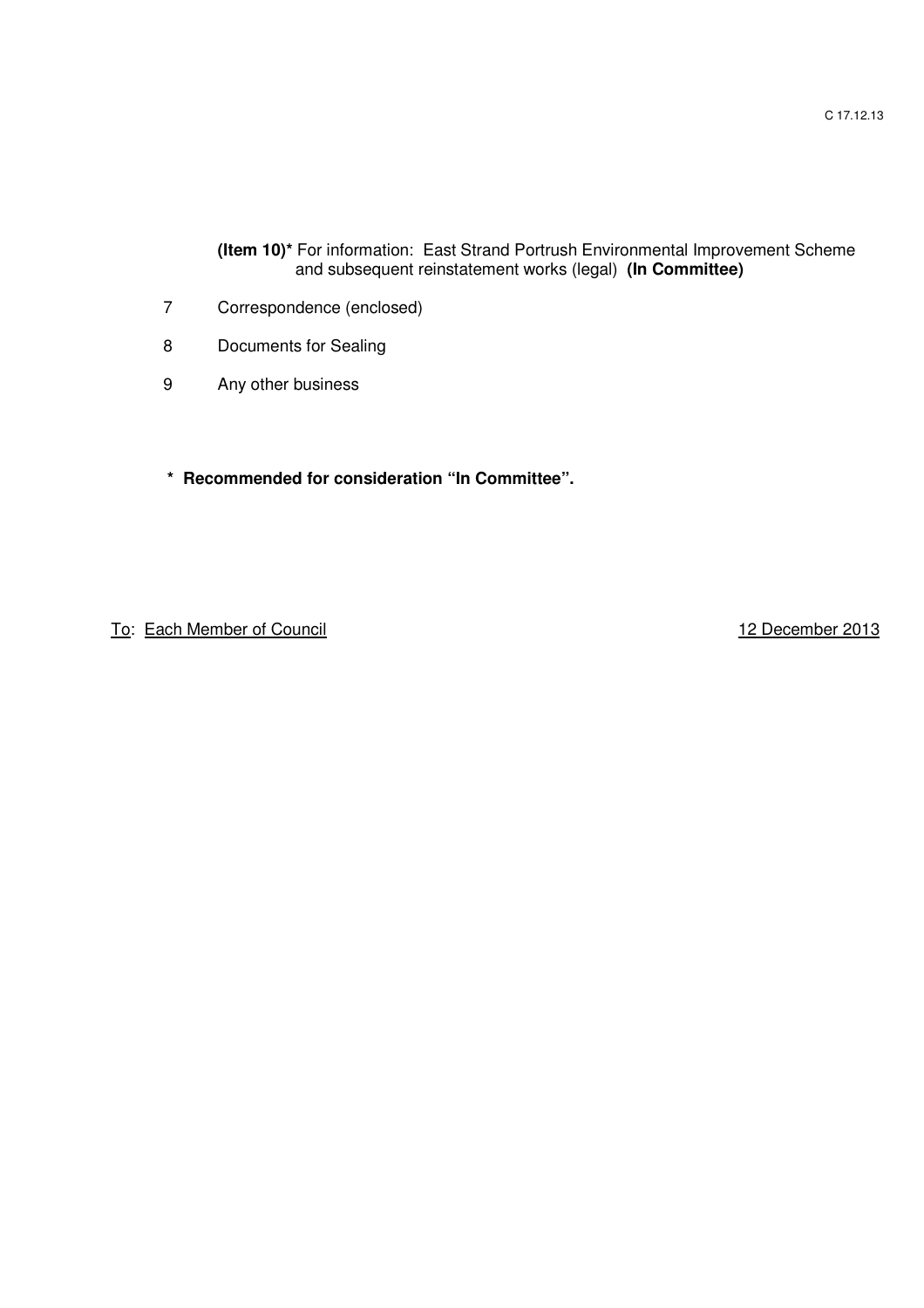**(Item 10)*** For information: East Strand Portrush Environmental Improvement Scheme and subsequent reinstatement works (legal) **(In Committee)**

7 Correspondence (enclosed)

8 Documents for Sealing

9 Any other business

**\* Recommended for consideration "In Committee".**

To: Each Member of Council

12 December 2013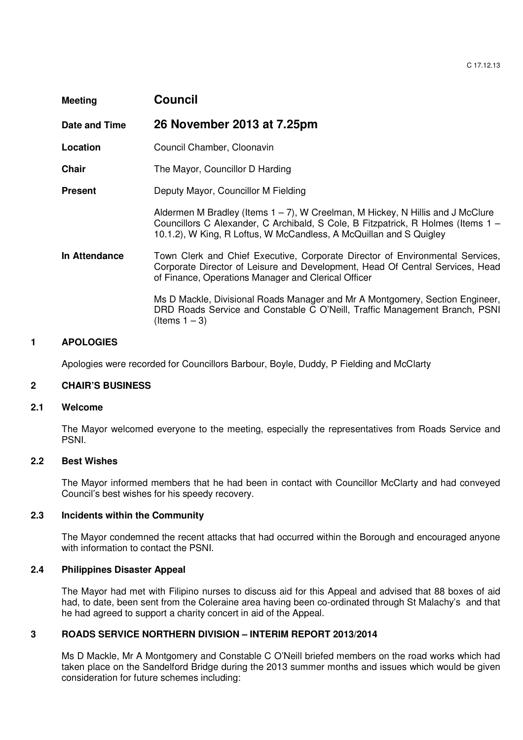| | |
|---|---|
| **Meeting** | **Council** |
| **Date and Time** | **26 November 2013 at 7.25pm** |
| **Location** | Council Chamber, Cloonavin |
| **Chair** | The Mayor, Councillor D Harding |
| **Present** | Deputy Mayor, Councillor M Fielding<br><br>Aldermen M Bradley (Items 1 – 7), W Creelman, M Hickey, N Hillis and J McClure Councillors C Alexander, C Archibald, S Cole, B Fitzpatrick, R Holmes (Items 1 – 10.1.2), W King, R Loftus, W McCandless, A McQuillan and S Quigley |
| **In Attendance** | Town Clerk and Chief Executive, Corporate Director of Environmental Services, Corporate Director of Leisure and Development, Head Of Central Services, Head of Finance, Operations Manager and Clerical Officer<br><br>Ms D Mackle, Divisional Roads Manager and Mr A Montgomery, Section Engineer, DRD Roads Service and Constable C O'Neill, Traffic Management Branch, PSNI (Items 1 – 3) |

## 1 APOLOGIES

Apologies were recorded for Councillors Barbour, Boyle, Duddy, P Fielding and McClarty

## 2 CHAIR'S BUSINESS

### 2.1 Welcome

The Mayor welcomed everyone to the meeting, especially the representatives from Roads Service and PSNI.

### 2.2 Best Wishes

The Mayor informed members that he had been in contact with Councillor McClarty and had conveyed Council's best wishes for his speedy recovery.

### 2.3 Incidents within the Community

The Mayor condemned the recent attacks that had occurred within the Borough and encouraged anyone with information to contact the PSNI.

### 2.4 Philippines Disaster Appeal

The Mayor had met with Filipino nurses to discuss aid for this Appeal and advised that 88 boxes of aid had, to date, been sent from the Coleraine area having been co-ordinated through St Malachy's and that he had agreed to support a charity concert in aid of the Appeal.

## 3 ROADS SERVICE NORTHERN DIVISION – INTERIM REPORT 2013/2014

Ms D Mackle, Mr A Montgomery and Constable C O'Neill briefed members on the road works which had taken place on the Sandelford Bridge during the 2013 summer months and issues which would be given consideration for future schemes including: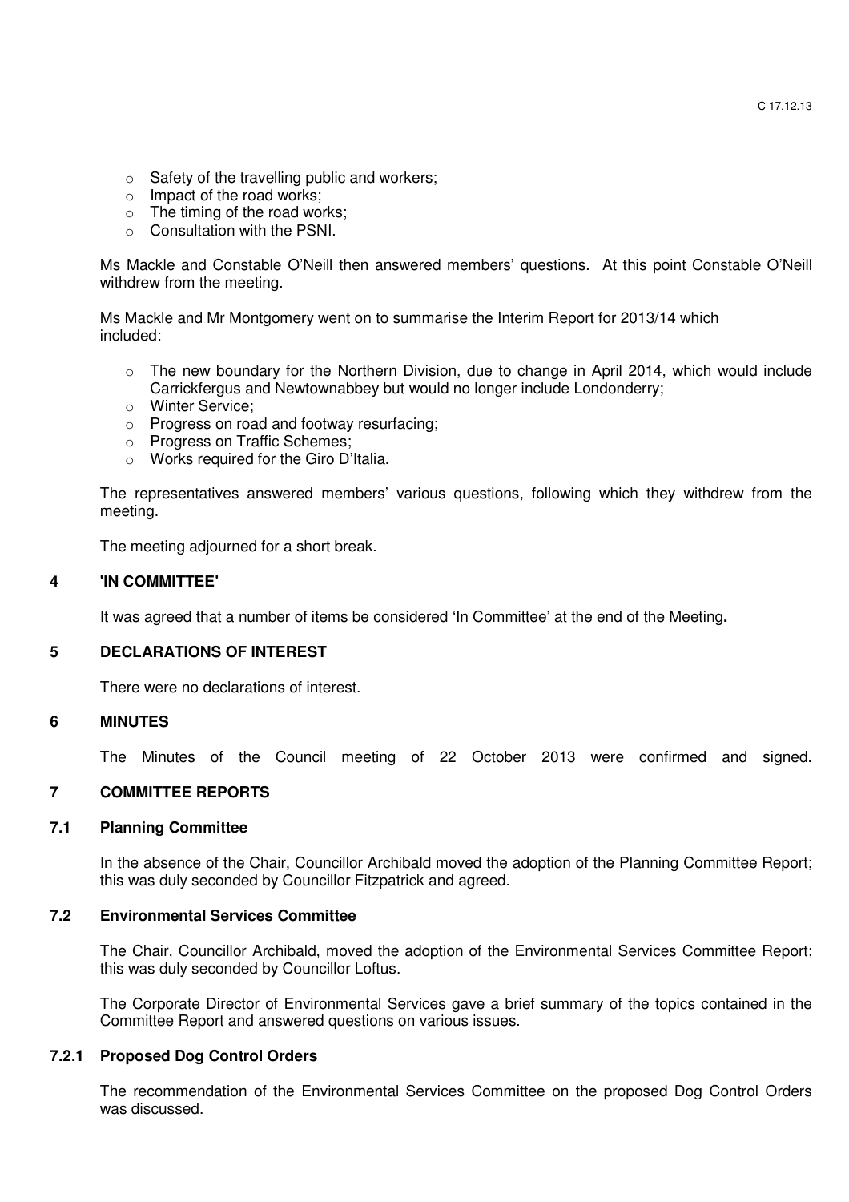- Safety of the travelling public and workers;
- Impact of the road works;
- The timing of the road works;
- Consultation with the PSNI.

Ms Mackle and Constable O'Neill then answered members' questions. At this point Constable O'Neill withdrew from the meeting.

Ms Mackle and Mr Montgomery went on to summarise the Interim Report for 2013/14 which included:

- The new boundary for the Northern Division, due to change in April 2014, which would include Carrickfergus and Newtownabbey but would no longer include Londonderry;
- Winter Service;
- Progress on road and footway resurfacing;
- Progress on Traffic Schemes;
- Works required for the Giro D'Italia.

The representatives answered members' various questions, following which they withdrew from the meeting.

The meeting adjourned for a short break.

## 4 'IN COMMITTEE'

It was agreed that a number of items be considered 'In Committee' at the end of the Meeting**.**

## 5 DECLARATIONS OF INTEREST

There were no declarations of interest.

## 6 MINUTES

The Minutes of the Council meeting of 22 October 2013 were confirmed and signed.

## 7 COMMITTEE REPORTS

### 7.1 Planning Committee

In the absence of the Chair, Councillor Archibald moved the adoption of the Planning Committee Report; this was duly seconded by Councillor Fitzpatrick and agreed.

### 7.2 Environmental Services Committee

The Chair, Councillor Archibald, moved the adoption of the Environmental Services Committee Report; this was duly seconded by Councillor Loftus.

The Corporate Director of Environmental Services gave a brief summary of the topics contained in the Committee Report and answered questions on various issues.

### 7.2.1 Proposed Dog Control Orders

The recommendation of the Environmental Services Committee on the proposed Dog Control Orders was discussed.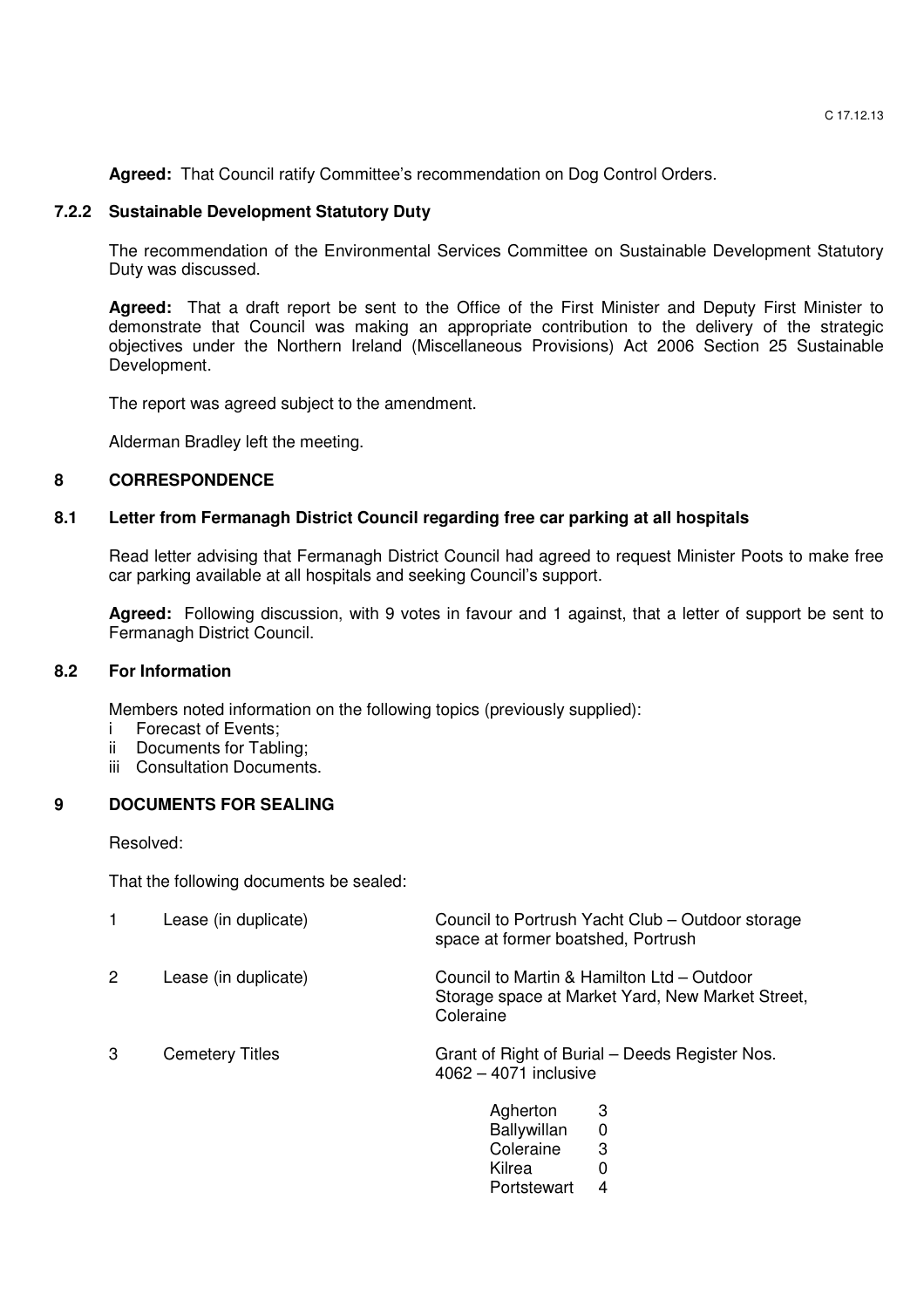**Agreed:** That Council ratify Committee's recommendation on Dog Control Orders.

### 7.2.2 Sustainable Development Statutory Duty

The recommendation of the Environmental Services Committee on Sustainable Development Statutory Duty was discussed.

**Agreed:** That a draft report be sent to the Office of the First Minister and Deputy First Minister to demonstrate that Council was making an appropriate contribution to the delivery of the strategic objectives under the Northern Ireland (Miscellaneous Provisions) Act 2006 Section 25 Sustainable Development.

The report was agreed subject to the amendment.

Alderman Bradley left the meeting.

## 8 CORRESPONDENCE

### 8.1 Letter from Fermanagh District Council regarding free car parking at all hospitals

Read letter advising that Fermanagh District Council had agreed to request Minister Poots to make free car parking available at all hospitals and seeking Council's support.

**Agreed:** Following discussion, with 9 votes in favour and 1 against, that a letter of support be sent to Fermanagh District Council.

### 8.2 For Information

Members noted information on the following topics (previously supplied):

i Forecast of Events;
ii Documents for Tabling;
iii Consultation Documents.

## 9 DOCUMENTS FOR SEALING

Resolved:

That the following documents be sealed:

| | | |
|---|---|---|
| 1 | Lease (in duplicate) | Council to Portrush Yacht Club – Outdoor storage space at former boatshed, Portrush |
| 2 | Lease (in duplicate) | Council to Martin & Hamilton Ltd – Outdoor Storage space at Market Yard, New Market Street, Coleraine |
| 3 | Cemetery Titles | Grant of Right of Burial – Deeds Register Nos. 4062 – 4071 inclusive |

| | |
|---|---|
| Agherton | 3 |
| Ballywillan | 0 |
| Coleraine | 3 |
| Kilrea | 0 |
| Portstewart | 4 |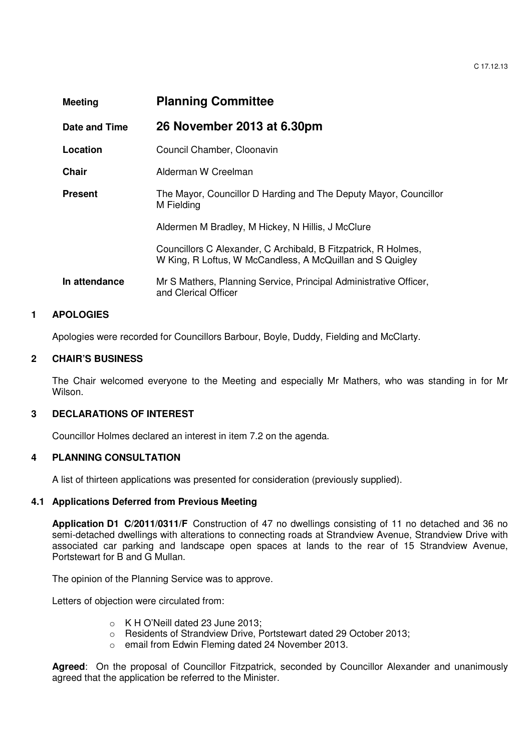C 17.12.13

| | |
|---|---|
| **Meeting** | **Planning Committee** |
| **Date and Time** | **26 November 2013 at 6.30pm** |
| **Location** | Council Chamber, Cloonavin |
| **Chair** | Alderman W Creelman |
| **Present** | The Mayor, Councillor D Harding and The Deputy Mayor, Councillor M Fielding<br><br>Aldermen M Bradley, M Hickey, N Hillis, J McClure<br><br>Councillors C Alexander, C Archibald, B Fitzpatrick, R Holmes, W King, R Loftus, W McCandless, A McQuillan and S Quigley |
| **In attendance** | Mr S Mathers, Planning Service, Principal Administrative Officer, and Clerical Officer |

## 1 APOLOGIES

Apologies were recorded for Councillors Barbour, Boyle, Duddy, Fielding and McClarty.

## 2 CHAIR'S BUSINESS

The Chair welcomed everyone to the Meeting and especially Mr Mathers, who was standing in for Mr Wilson.

## 3 DECLARATIONS OF INTEREST

Councillor Holmes declared an interest in item 7.2 on the agenda.

## 4 PLANNING CONSULTATION

A list of thirteen applications was presented for consideration (previously supplied).

### 4.1 Applications Deferred from Previous Meeting

**Application D1 C/2011/0311/F** Construction of 47 no dwellings consisting of 11 no detached and 36 no semi-detached dwellings with alterations to connecting roads at Strandview Avenue, Strandview Drive with associated car parking and landscape open spaces at lands to the rear of 15 Strandview Avenue, Portstewart for B and G Mullan.

The opinion of the Planning Service was to approve.

Letters of objection were circulated from:

- K H O'Neill dated 23 June 2013;
- Residents of Strandview Drive, Portstewart dated 29 October 2013;
- email from Edwin Fleming dated 24 November 2013.

**Agreed**: On the proposal of Councillor Fitzpatrick, seconded by Councillor Alexander and unanimously agreed that the application be referred to the Minister.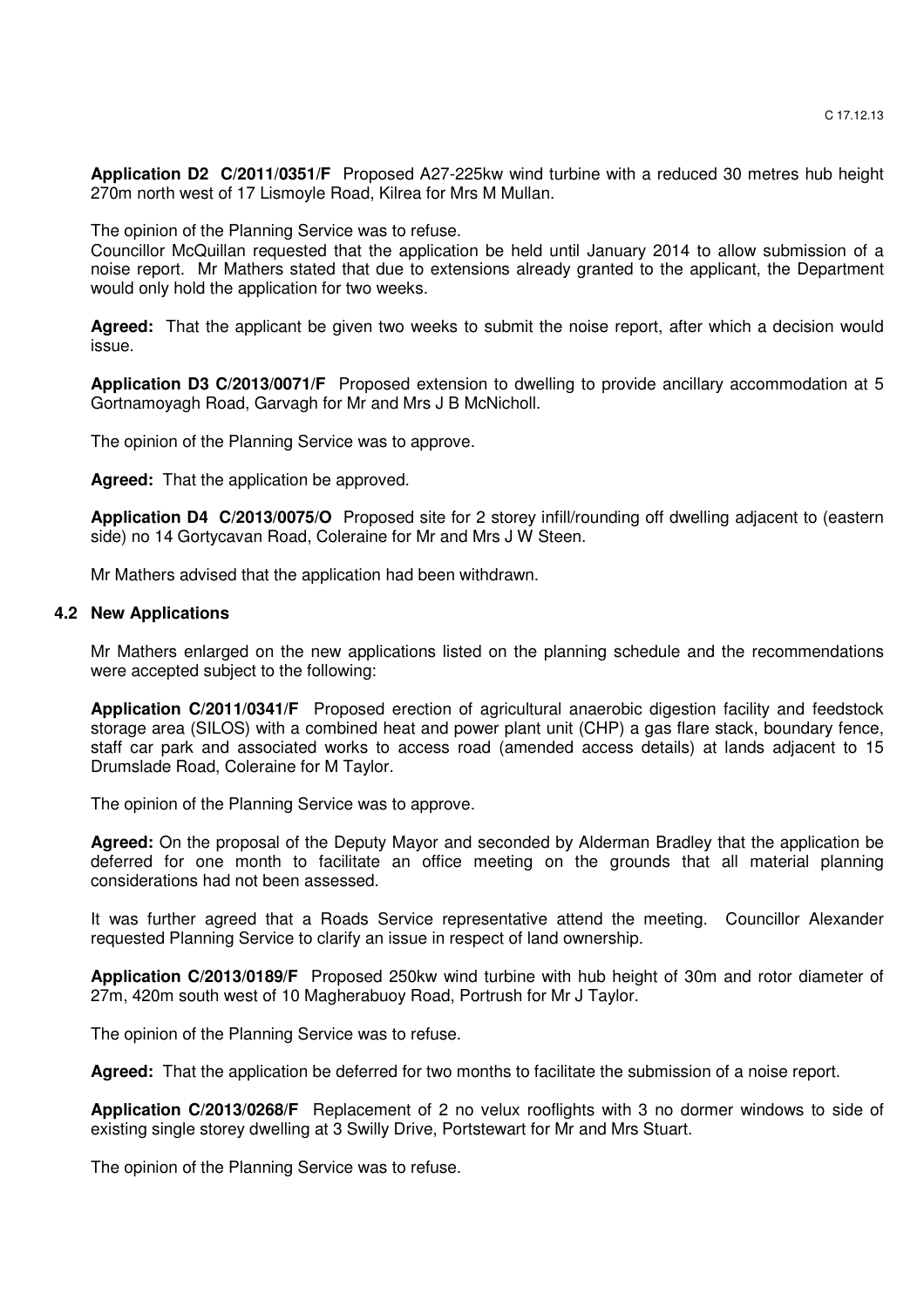**Application D2 C/2011/0351/F** Proposed A27-225kw wind turbine with a reduced 30 metres hub height 270m north west of 17 Lismoyle Road, Kilrea for Mrs M Mullan.

The opinion of the Planning Service was to refuse.

Councillor McQuillan requested that the application be held until January 2014 to allow submission of a noise report. Mr Mathers stated that due to extensions already granted to the applicant, the Department would only hold the application for two weeks.

**Agreed:** That the applicant be given two weeks to submit the noise report, after which a decision would issue.

**Application D3 C/2013/0071/F** Proposed extension to dwelling to provide ancillary accommodation at 5 Gortnamoyagh Road, Garvagh for Mr and Mrs J B McNicholl.

The opinion of the Planning Service was to approve.

**Agreed:** That the application be approved.

**Application D4 C/2013/0075/O** Proposed site for 2 storey infill/rounding off dwelling adjacent to (eastern side) no 14 Gortycavan Road, Coleraine for Mr and Mrs J W Steen.

Mr Mathers advised that the application had been withdrawn.

### 4.2 New Applications

Mr Mathers enlarged on the new applications listed on the planning schedule and the recommendations were accepted subject to the following:

**Application C/2011/0341/F** Proposed erection of agricultural anaerobic digestion facility and feedstock storage area (SILOS) with a combined heat and power plant unit (CHP) a gas flare stack, boundary fence, staff car park and associated works to access road (amended access details) at lands adjacent to 15 Drumslade Road, Coleraine for M Taylor.

The opinion of the Planning Service was to approve.

**Agreed:** On the proposal of the Deputy Mayor and seconded by Alderman Bradley that the application be deferred for one month to facilitate an office meeting on the grounds that all material planning considerations had not been assessed.

It was further agreed that a Roads Service representative attend the meeting. Councillor Alexander requested Planning Service to clarify an issue in respect of land ownership.

**Application C/2013/0189/F** Proposed 250kw wind turbine with hub height of 30m and rotor diameter of 27m, 420m south west of 10 Magherabuoy Road, Portrush for Mr J Taylor.

The opinion of the Planning Service was to refuse.

**Agreed:** That the application be deferred for two months to facilitate the submission of a noise report.

**Application C/2013/0268/F** Replacement of 2 no velux rooflights with 3 no dormer windows to side of existing single storey dwelling at 3 Swilly Drive, Portstewart for Mr and Mrs Stuart.

The opinion of the Planning Service was to refuse.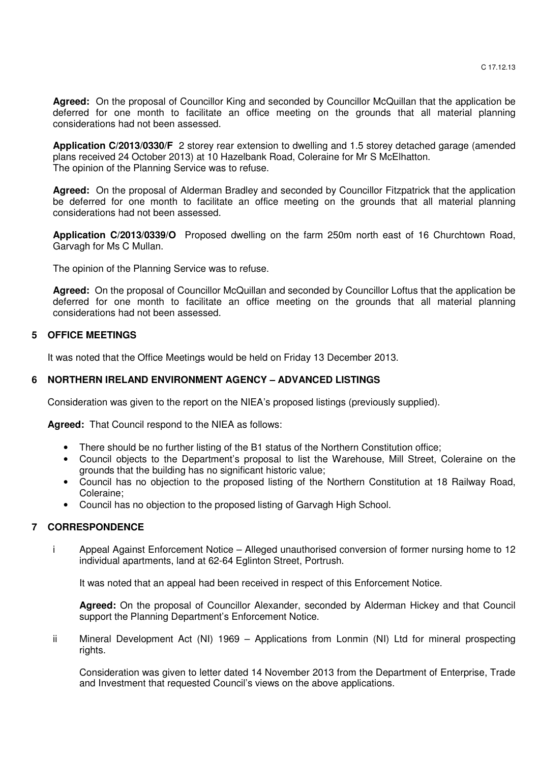**Agreed:** On the proposal of Councillor King and seconded by Councillor McQuillan that the application be deferred for one month to facilitate an office meeting on the grounds that all material planning considerations had not been assessed.

**Application C/2013/0330/F** 2 storey rear extension to dwelling and 1.5 storey detached garage (amended plans received 24 October 2013) at 10 Hazelbank Road, Coleraine for Mr S McElhatton.
The opinion of the Planning Service was to refuse.

**Agreed:** On the proposal of Alderman Bradley and seconded by Councillor Fitzpatrick that the application be deferred for one month to facilitate an office meeting on the grounds that all material planning considerations had not been assessed.

**Application C/2013/0339/O** Proposed dwelling on the farm 250m north east of 16 Churchtown Road, Garvagh for Ms C Mullan.

The opinion of the Planning Service was to refuse.

**Agreed:** On the proposal of Councillor McQuillan and seconded by Councillor Loftus that the application be deferred for one month to facilitate an office meeting on the grounds that all material planning considerations had not been assessed.

## 5 OFFICE MEETINGS

It was noted that the Office Meetings would be held on Friday 13 December 2013.

## 6 NORTHERN IRELAND ENVIRONMENT AGENCY – ADVANCED LISTINGS

Consideration was given to the report on the NIEA's proposed listings (previously supplied).

**Agreed:** That Council respond to the NIEA as follows:

- There should be no further listing of the B1 status of the Northern Constitution office;
- Council objects to the Department's proposal to list the Warehouse, Mill Street, Coleraine on the grounds that the building has no significant historic value;
- Council has no objection to the proposed listing of the Northern Constitution at 18 Railway Road, Coleraine;
- Council has no objection to the proposed listing of Garvagh High School.

## 7 CORRESPONDENCE

i Appeal Against Enforcement Notice – Alleged unauthorised conversion of former nursing home to 12 individual apartments, land at 62-64 Eglinton Street, Portrush.

It was noted that an appeal had been received in respect of this Enforcement Notice.

**Agreed:** On the proposal of Councillor Alexander, seconded by Alderman Hickey and that Council support the Planning Department's Enforcement Notice.

ii Mineral Development Act (NI) 1969 – Applications from Lonmin (NI) Ltd for mineral prospecting rights.

Consideration was given to letter dated 14 November 2013 from the Department of Enterprise, Trade and Investment that requested Council's views on the above applications.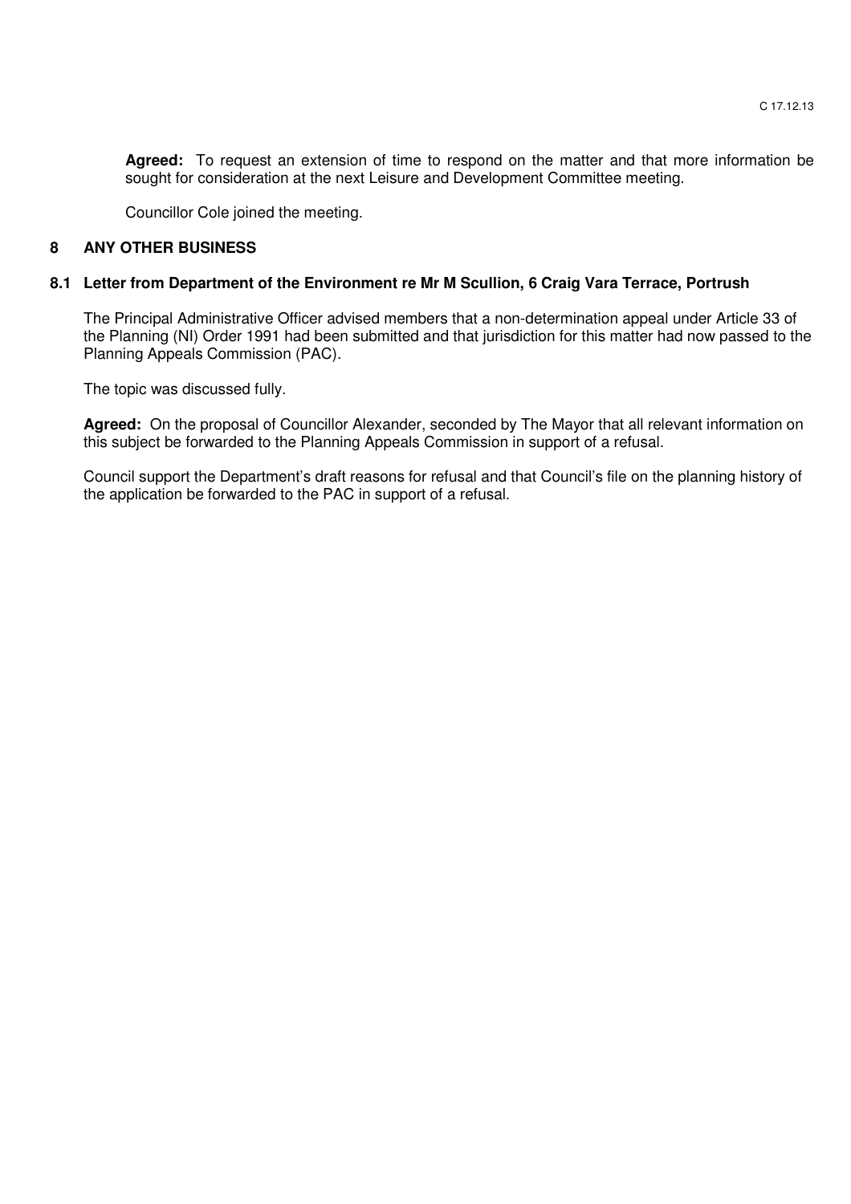**Agreed:** To request an extension of time to respond on the matter and that more information be sought for consideration at the next Leisure and Development Committee meeting.

Councillor Cole joined the meeting.

## 8 ANY OTHER BUSINESS

### 8.1 Letter from Department of the Environment re Mr M Scullion, 6 Craig Vara Terrace, Portrush

The Principal Administrative Officer advised members that a non-determination appeal under Article 33 of the Planning (NI) Order 1991 had been submitted and that jurisdiction for this matter had now passed to the Planning Appeals Commission (PAC).

The topic was discussed fully.

**Agreed:** On the proposal of Councillor Alexander, seconded by The Mayor that all relevant information on this subject be forwarded to the Planning Appeals Commission in support of a refusal.

Council support the Department's draft reasons for refusal and that Council's file on the planning history of the application be forwarded to the PAC in support of a refusal.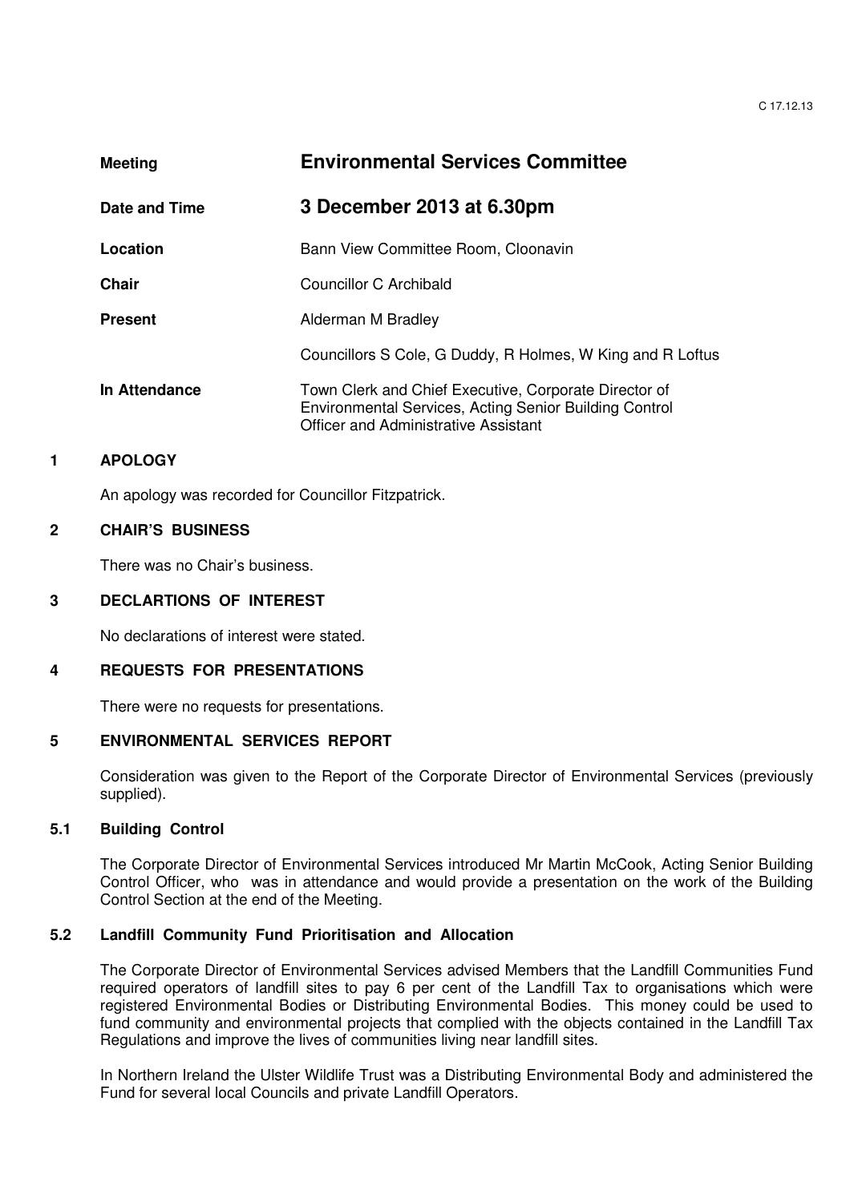| | |
|---|---|
| **Meeting** | **Environmental Services Committee** |
| **Date and Time** | **3 December 2013 at 6.30pm** |
| **Location** | Bann View Committee Room, Cloonavin |
| **Chair** | Councillor C Archibald |
| **Present** | Alderman M Bradley |
| | Councillors S Cole, G Duddy, R Holmes, W King and R Loftus |
| **In Attendance** | Town Clerk and Chief Executive, Corporate Director of Environmental Services, Acting Senior Building Control Officer and Administrative Assistant |

## 1 APOLOGY

An apology was recorded for Councillor Fitzpatrick.

## 2 CHAIR'S BUSINESS

There was no Chair's business.

## 3 DECLARTIONS OF INTEREST

No declarations of interest were stated.

## 4 REQUESTS FOR PRESENTATIONS

There were no requests for presentations.

## 5 ENVIRONMENTAL SERVICES REPORT

Consideration was given to the Report of the Corporate Director of Environmental Services (previously supplied).

### 5.1 Building Control

The Corporate Director of Environmental Services introduced Mr Martin McCook, Acting Senior Building Control Officer, who was in attendance and would provide a presentation on the work of the Building Control Section at the end of the Meeting.

### 5.2 Landfill Community Fund Prioritisation and Allocation

The Corporate Director of Environmental Services advised Members that the Landfill Communities Fund required operators of landfill sites to pay 6 per cent of the Landfill Tax to organisations which were registered Environmental Bodies or Distributing Environmental Bodies. This money could be used to fund community and environmental projects that complied with the objects contained in the Landfill Tax Regulations and improve the lives of communities living near landfill sites.

In Northern Ireland the Ulster Wildlife Trust was a Distributing Environmental Body and administered the Fund for several local Councils and private Landfill Operators.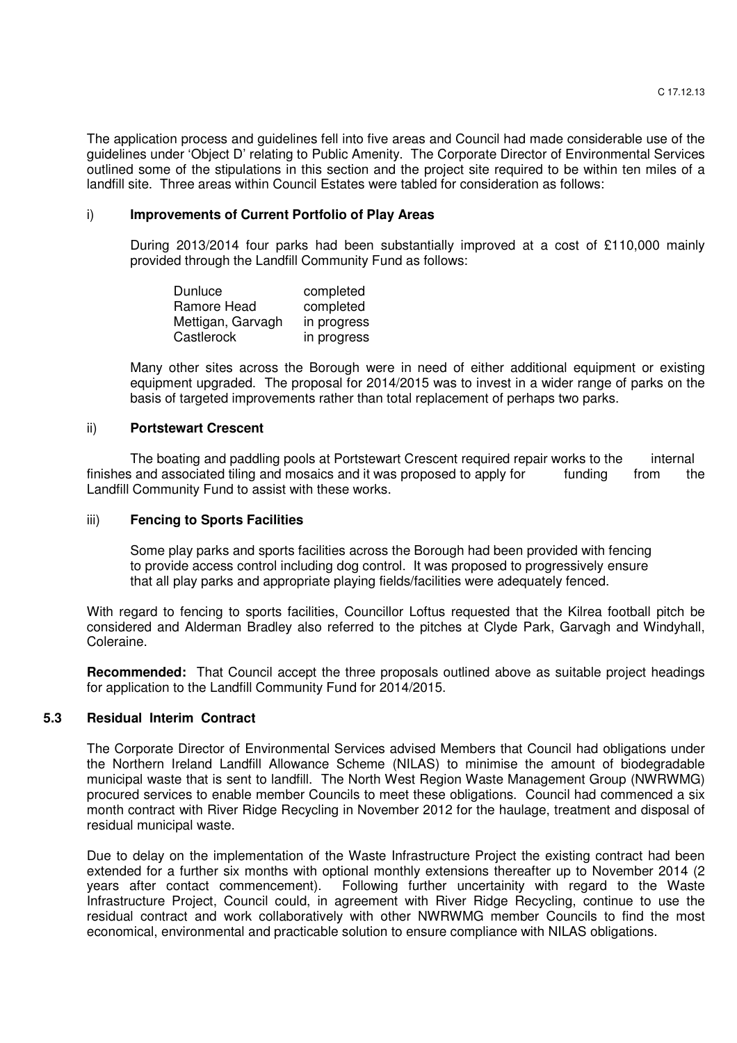The application process and guidelines fell into five areas and Council had made considerable use of the guidelines under 'Object D' relating to Public Amenity. The Corporate Director of Environmental Services outlined some of the stipulations in this section and the project site required to be within ten miles of a landfill site. Three areas within Council Estates were tabled for consideration as follows:

i) **Improvements of Current Portfolio of Play Areas**

During 2013/2014 four parks had been substantially improved at a cost of £110,000 mainly provided through the Landfill Community Fund as follows:

| | |
|---|---|
| Dunluce | completed |
| Ramore Head | completed |
| Mettigan, Garvagh | in progress |
| Castlerock | in progress |

Many other sites across the Borough were in need of either additional equipment or existing equipment upgraded. The proposal for 2014/2015 was to invest in a wider range of parks on the basis of targeted improvements rather than total replacement of perhaps two parks.

ii) **Portstewart Crescent**

The boating and paddling pools at Portstewart Crescent required repair works to the internal finishes and associated tiling and mosaics and it was proposed to apply for funding from the Landfill Community Fund to assist with these works.

iii) **Fencing to Sports Facilities**

Some play parks and sports facilities across the Borough had been provided with fencing to provide access control including dog control. It was proposed to progressively ensure that all play parks and appropriate playing fields/facilities were adequately fenced.

With regard to fencing to sports facilities, Councillor Loftus requested that the Kilrea football pitch be considered and Alderman Bradley also referred to the pitches at Clyde Park, Garvagh and Windyhall, Coleraine.

**Recommended:** That Council accept the three proposals outlined above as suitable project headings for application to the Landfill Community Fund for 2014/2015.

### 5.3 Residual Interim Contract

The Corporate Director of Environmental Services advised Members that Council had obligations under the Northern Ireland Landfill Allowance Scheme (NILAS) to minimise the amount of biodegradable municipal waste that is sent to landfill. The North West Region Waste Management Group (NWRWMG) procured services to enable member Councils to meet these obligations. Council had commenced a six month contract with River Ridge Recycling in November 2012 for the haulage, treatment and disposal of residual municipal waste.

Due to delay on the implementation of the Waste Infrastructure Project the existing contract had been extended for a further six months with optional monthly extensions thereafter up to November 2014 (2 years after contact commencement). Following further uncertainity with regard to the Waste Infrastructure Project, Council could, in agreement with River Ridge Recycling, continue to use the residual contract and work collaboratively with other NWRWMG member Councils to find the most economical, environmental and practicable solution to ensure compliance with NILAS obligations.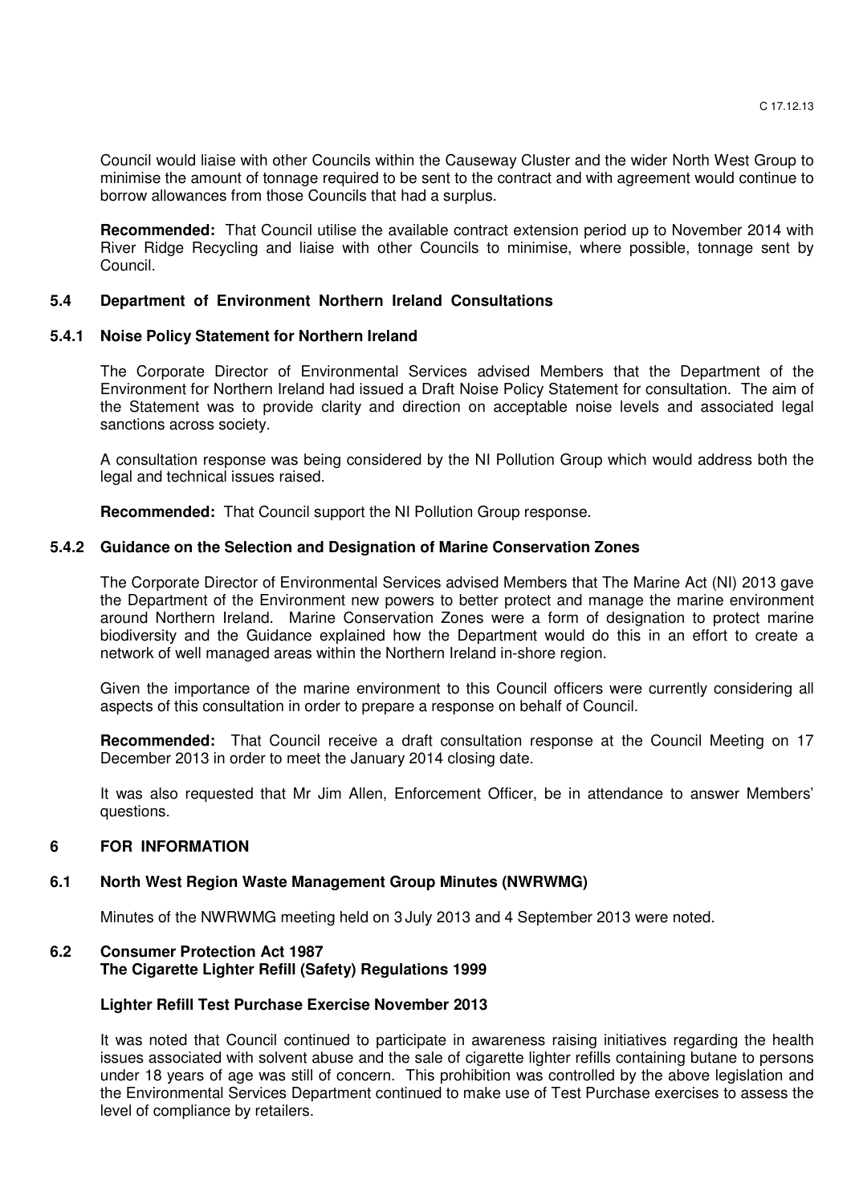Council would liaise with other Councils within the Causeway Cluster and the wider North West Group to minimise the amount of tonnage required to be sent to the contract and with agreement would continue to borrow allowances from those Councils that had a surplus.

**Recommended:** That Council utilise the available contract extension period up to November 2014 with River Ridge Recycling and liaise with other Councils to minimise, where possible, tonnage sent by Council.

### 5.4 Department of Environment Northern Ireland Consultations

#### 5.4.1 Noise Policy Statement for Northern Ireland

The Corporate Director of Environmental Services advised Members that the Department of the Environment for Northern Ireland had issued a Draft Noise Policy Statement for consultation. The aim of the Statement was to provide clarity and direction on acceptable noise levels and associated legal sanctions across society.

A consultation response was being considered by the NI Pollution Group which would address both the legal and technical issues raised.

**Recommended:** That Council support the NI Pollution Group response.

#### 5.4.2 Guidance on the Selection and Designation of Marine Conservation Zones

The Corporate Director of Environmental Services advised Members that The Marine Act (NI) 2013 gave the Department of the Environment new powers to better protect and manage the marine environment around Northern Ireland. Marine Conservation Zones were a form of designation to protect marine biodiversity and the Guidance explained how the Department would do this in an effort to create a network of well managed areas within the Northern Ireland in-shore region.

Given the importance of the marine environment to this Council officers were currently considering all aspects of this consultation in order to prepare a response on behalf of Council.

**Recommended:** That Council receive a draft consultation response at the Council Meeting on 17 December 2013 in order to meet the January 2014 closing date.

It was also requested that Mr Jim Allen, Enforcement Officer, be in attendance to answer Members' questions.

## 6 FOR INFORMATION

### 6.1 North West Region Waste Management Group Minutes (NWRWMG)

Minutes of the NWRWMG meeting held on 3 July 2013 and 4 September 2013 were noted.

### 6.2 Consumer Protection Act 1987
### The Cigarette Lighter Refill (Safety) Regulations 1999

**Lighter Refill Test Purchase Exercise November 2013**

It was noted that Council continued to participate in awareness raising initiatives regarding the health issues associated with solvent abuse and the sale of cigarette lighter refills containing butane to persons under 18 years of age was still of concern. This prohibition was controlled by the above legislation and the Environmental Services Department continued to make use of Test Purchase exercises to assess the level of compliance by retailers.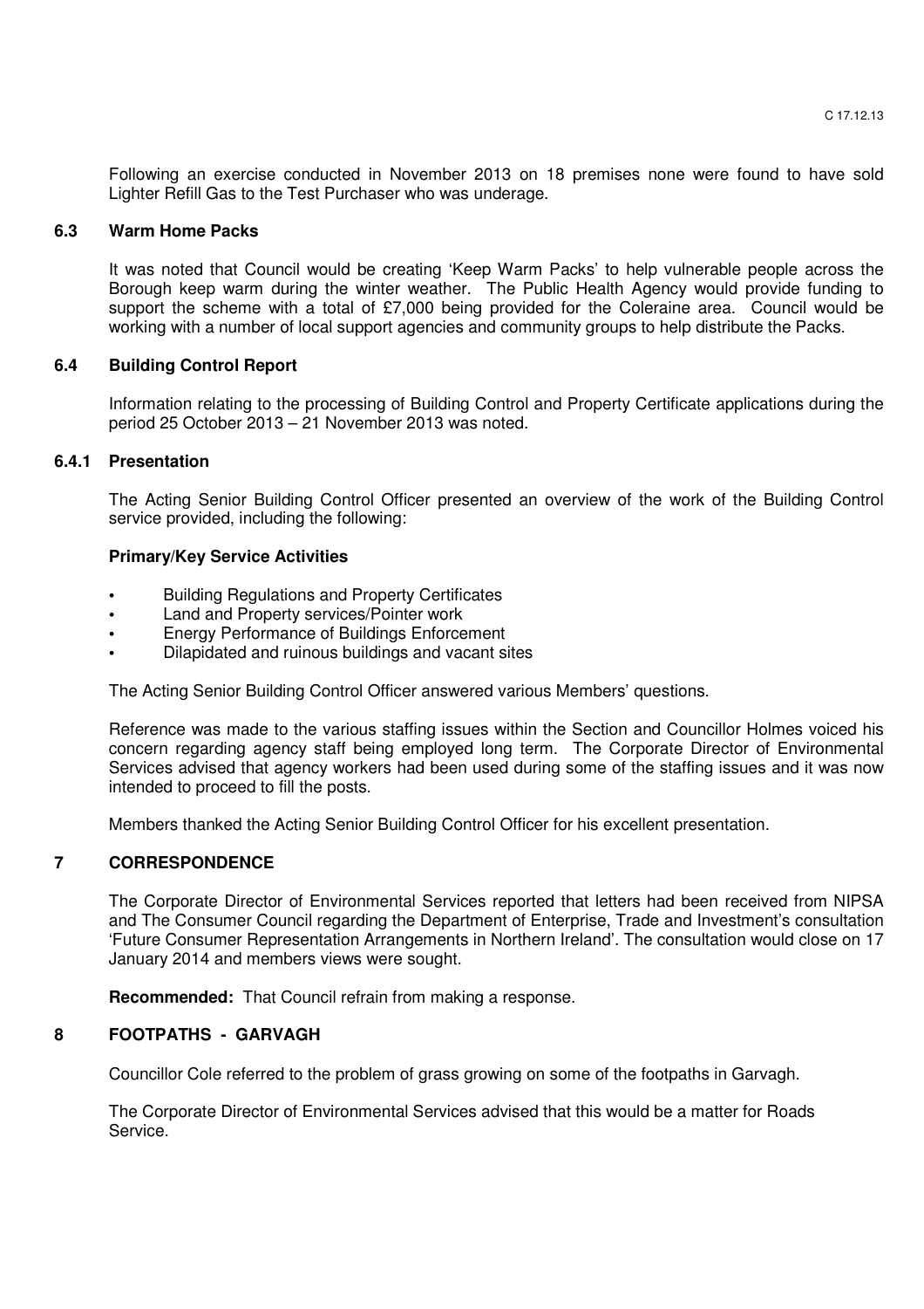Following an exercise conducted in November 2013 on 18 premises none were found to have sold Lighter Refill Gas to the Test Purchaser who was underage.

### 6.3 Warm Home Packs

It was noted that Council would be creating 'Keep Warm Packs' to help vulnerable people across the Borough keep warm during the winter weather. The Public Health Agency would provide funding to support the scheme with a total of £7,000 being provided for the Coleraine area. Council would be working with a number of local support agencies and community groups to help distribute the Packs.

### 6.4 Building Control Report

Information relating to the processing of Building Control and Property Certificate applications during the period 25 October 2013 – 21 November 2013 was noted.

### 6.4.1 Presentation

The Acting Senior Building Control Officer presented an overview of the work of the Building Control service provided, including the following:

**Primary/Key Service Activities**

- Building Regulations and Property Certificates
- Land and Property services/Pointer work
- Energy Performance of Buildings Enforcement
- Dilapidated and ruinous buildings and vacant sites

The Acting Senior Building Control Officer answered various Members' questions.

Reference was made to the various staffing issues within the Section and Councillor Holmes voiced his concern regarding agency staff being employed long term. The Corporate Director of Environmental Services advised that agency workers had been used during some of the staffing issues and it was now intended to proceed to fill the posts.

Members thanked the Acting Senior Building Control Officer for his excellent presentation.

## 7 CORRESPONDENCE

The Corporate Director of Environmental Services reported that letters had been received from NIPSA and The Consumer Council regarding the Department of Enterprise, Trade and Investment's consultation 'Future Consumer Representation Arrangements in Northern Ireland'. The consultation would close on 17 January 2014 and members views were sought.

**Recommended:** That Council refrain from making a response.

## 8 FOOTPATHS - GARVAGH

Councillor Cole referred to the problem of grass growing on some of the footpaths in Garvagh.

The Corporate Director of Environmental Services advised that this would be a matter for Roads Service.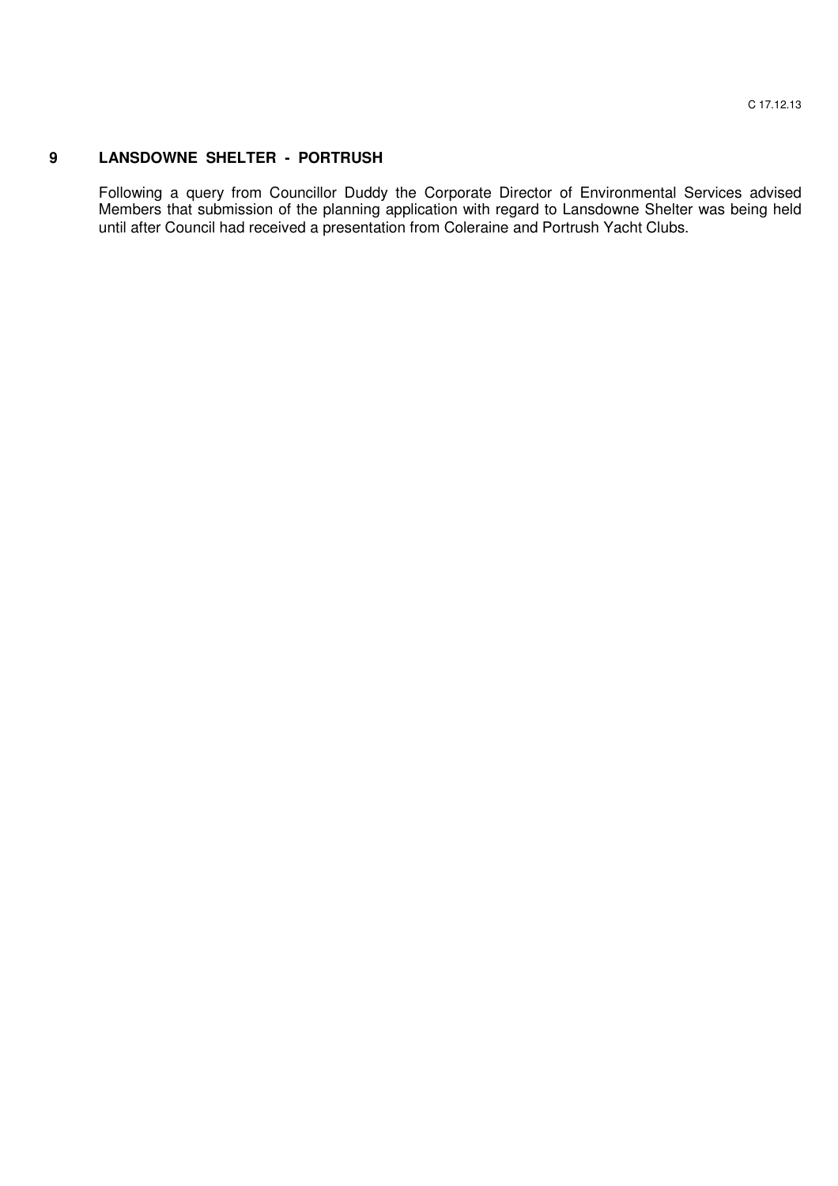## 9 LANSDOWNE SHELTER - PORTRUSH

Following a query from Councillor Duddy the Corporate Director of Environmental Services advised Members that submission of the planning application with regard to Lansdowne Shelter was being held until after Council had received a presentation from Coleraine and Portrush Yacht Clubs.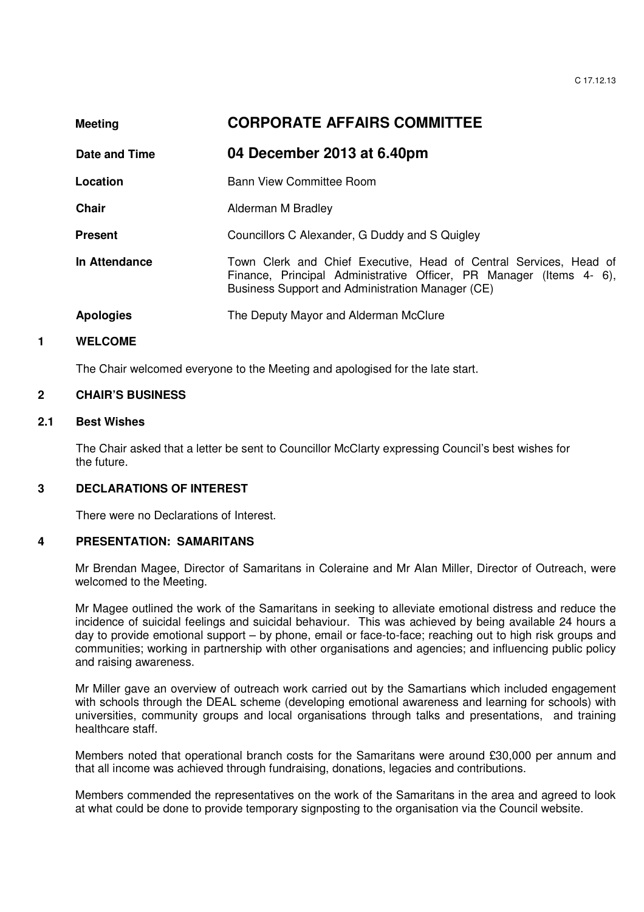| Meeting | **CORPORATE AFFAIRS COMMITTEE** |
| --- | --- |
| **Date and Time** | **04 December 2013 at 6.40pm** |
| **Location** | Bann View Committee Room |
| **Chair** | Alderman M Bradley |
| **Present** | Councillors C Alexander, G Duddy and S Quigley |
| **In Attendance** | Town Clerk and Chief Executive, Head of Central Services, Head of Finance, Principal Administrative Officer, PR Manager (Items 4- 6), Business Support and Administration Manager (CE) |
| **Apologies** | The Deputy Mayor and Alderman McClure |

## 1 WELCOME

The Chair welcomed everyone to the Meeting and apologised for the late start.

## 2 CHAIR'S BUSINESS

### 2.1 Best Wishes

The Chair asked that a letter be sent to Councillor McClarty expressing Council's best wishes for the future.

## 3 DECLARATIONS OF INTEREST

There were no Declarations of Interest.

## 4 PRESENTATION: SAMARITANS

Mr Brendan Magee, Director of Samaritans in Coleraine and Mr Alan Miller, Director of Outreach, were welcomed to the Meeting.

Mr Magee outlined the work of the Samaritans in seeking to alleviate emotional distress and reduce the incidence of suicidal feelings and suicidal behaviour. This was achieved by being available 24 hours a day to provide emotional support – by phone, email or face-to-face; reaching out to high risk groups and communities; working in partnership with other organisations and agencies; and influencing public policy and raising awareness.

Mr Miller gave an overview of outreach work carried out by the Samartians which included engagement with schools through the DEAL scheme (developing emotional awareness and learning for schools) with universities, community groups and local organisations through talks and presentations, and training healthcare staff.

Members noted that operational branch costs for the Samaritans were around £30,000 per annum and that all income was achieved through fundraising, donations, legacies and contributions.

Members commended the representatives on the work of the Samaritans in the area and agreed to look at what could be done to provide temporary signposting to the organisation via the Council website.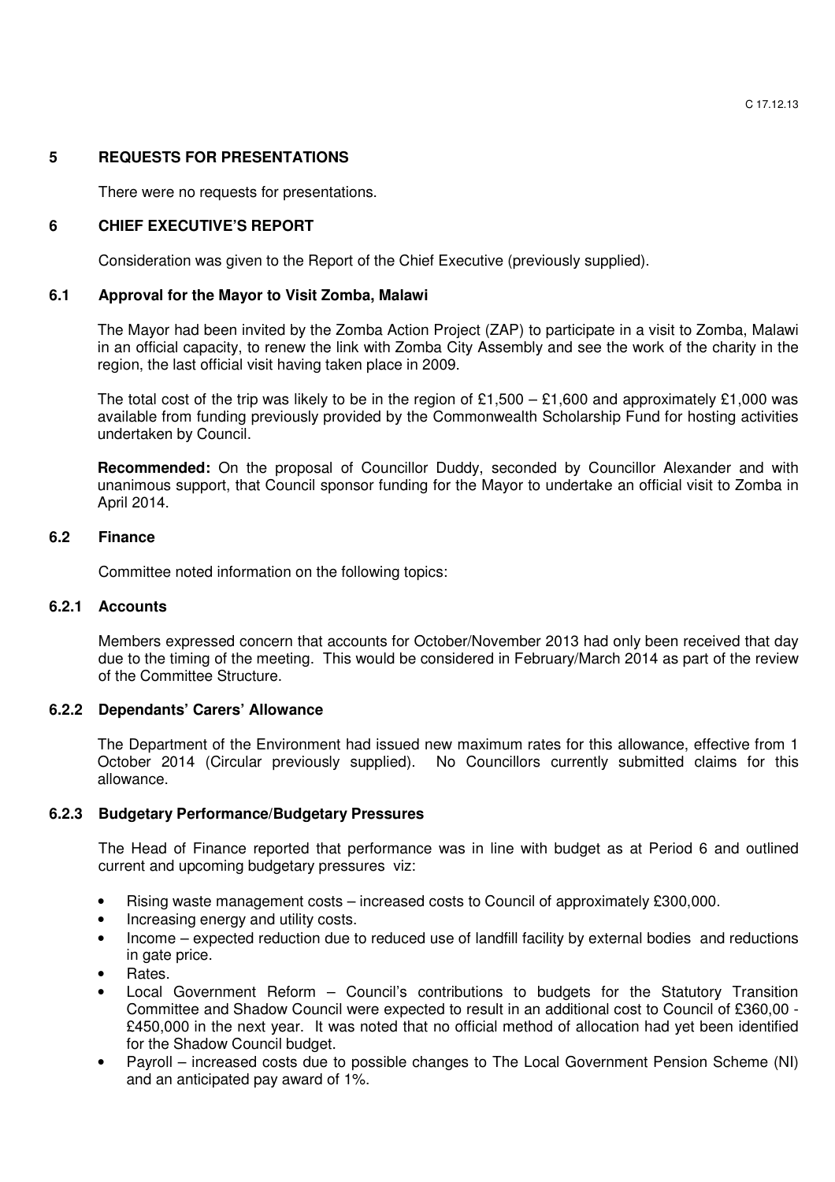## 5 REQUESTS FOR PRESENTATIONS

There were no requests for presentations.

## 6 CHIEF EXECUTIVE'S REPORT

Consideration was given to the Report of the Chief Executive (previously supplied).

### 6.1 Approval for the Mayor to Visit Zomba, Malawi

The Mayor had been invited by the Zomba Action Project (ZAP) to participate in a visit to Zomba, Malawi in an official capacity, to renew the link with Zomba City Assembly and see the work of the charity in the region, the last official visit having taken place in 2009.

The total cost of the trip was likely to be in the region of £1,500 – £1,600 and approximately £1,000 was available from funding previously provided by the Commonwealth Scholarship Fund for hosting activities undertaken by Council.

**Recommended:** On the proposal of Councillor Duddy, seconded by Councillor Alexander and with unanimous support, that Council sponsor funding for the Mayor to undertake an official visit to Zomba in April 2014.

### 6.2 Finance

Committee noted information on the following topics:

#### 6.2.1 Accounts

Members expressed concern that accounts for October/November 2013 had only been received that day due to the timing of the meeting. This would be considered in February/March 2014 as part of the review of the Committee Structure.

#### 6.2.2 Dependants' Carers' Allowance

The Department of the Environment had issued new maximum rates for this allowance, effective from 1 October 2014 (Circular previously supplied). No Councillors currently submitted claims for this allowance.

#### 6.2.3 Budgetary Performance/Budgetary Pressures

The Head of Finance reported that performance was in line with budget as at Period 6 and outlined current and upcoming budgetary pressures viz:

- Rising waste management costs – increased costs to Council of approximately £300,000.
- Increasing energy and utility costs.
- Income – expected reduction due to reduced use of landfill facility by external bodies and reductions in gate price.
- Rates.
- Local Government Reform – Council's contributions to budgets for the Statutory Transition Committee and Shadow Council were expected to result in an additional cost to Council of £360,00 - £450,000 in the next year. It was noted that no official method of allocation had yet been identified for the Shadow Council budget.
- Payroll – increased costs due to possible changes to The Local Government Pension Scheme (NI) and an anticipated pay award of 1%.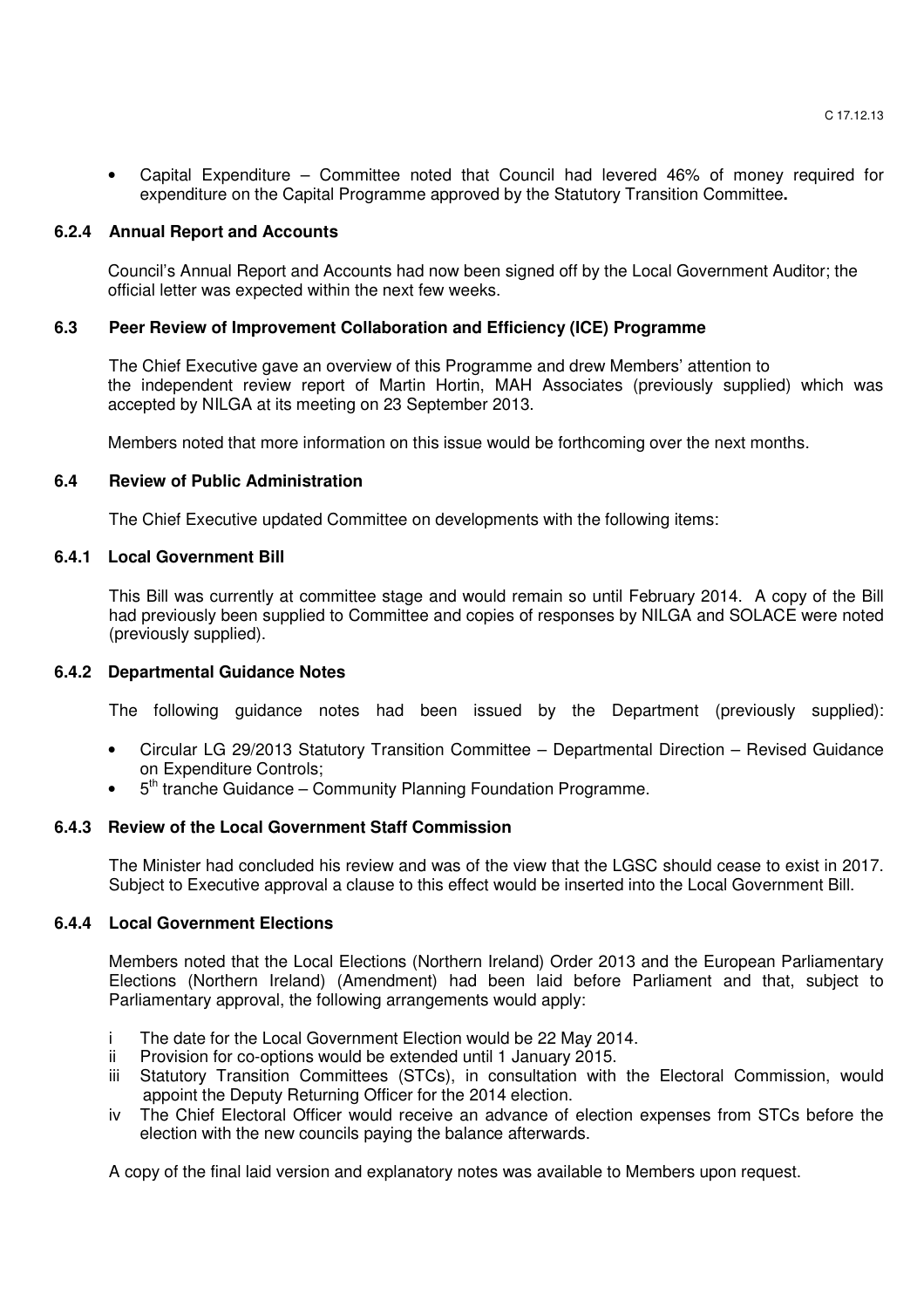- Capital Expenditure – Committee noted that Council had levered 46% of money required for expenditure on the Capital Programme approved by the Statutory Transition Committee**.**

### 6.2.4 Annual Report and Accounts

Council's Annual Report and Accounts had now been signed off by the Local Government Auditor; the official letter was expected within the next few weeks.

### 6.3 Peer Review of Improvement Collaboration and Efficiency (ICE) Programme

The Chief Executive gave an overview of this Programme and drew Members' attention to the independent review report of Martin Hortin, MAH Associates (previously supplied) which was accepted by NILGA at its meeting on 23 September 2013.

Members noted that more information on this issue would be forthcoming over the next months.

### 6.4 Review of Public Administration

The Chief Executive updated Committee on developments with the following items:

### 6.4.1 Local Government Bill

This Bill was currently at committee stage and would remain so until February 2014. A copy of the Bill had previously been supplied to Committee and copies of responses by NILGA and SOLACE were noted (previously supplied).

### 6.4.2 Departmental Guidance Notes

The following guidance notes had been issued by the Department (previously supplied):

- Circular LG 29/2013 Statutory Transition Committee – Departmental Direction – Revised Guidance on Expenditure Controls;
- 5th tranche Guidance – Community Planning Foundation Programme.

### 6.4.3 Review of the Local Government Staff Commission

The Minister had concluded his review and was of the view that the LGSC should cease to exist in 2017. Subject to Executive approval a clause to this effect would be inserted into the Local Government Bill.

### 6.4.4 Local Government Elections

Members noted that the Local Elections (Northern Ireland) Order 2013 and the European Parliamentary Elections (Northern Ireland) (Amendment) had been laid before Parliament and that, subject to Parliamentary approval, the following arrangements would apply:

i The date for the Local Government Election would be 22 May 2014.
ii Provision for co-options would be extended until 1 January 2015.
iii Statutory Transition Committees (STCs), in consultation with the Electoral Commission, would appoint the Deputy Returning Officer for the 2014 election.
iv The Chief Electoral Officer would receive an advance of election expenses from STCs before the election with the new councils paying the balance afterwards.

A copy of the final laid version and explanatory notes was available to Members upon request.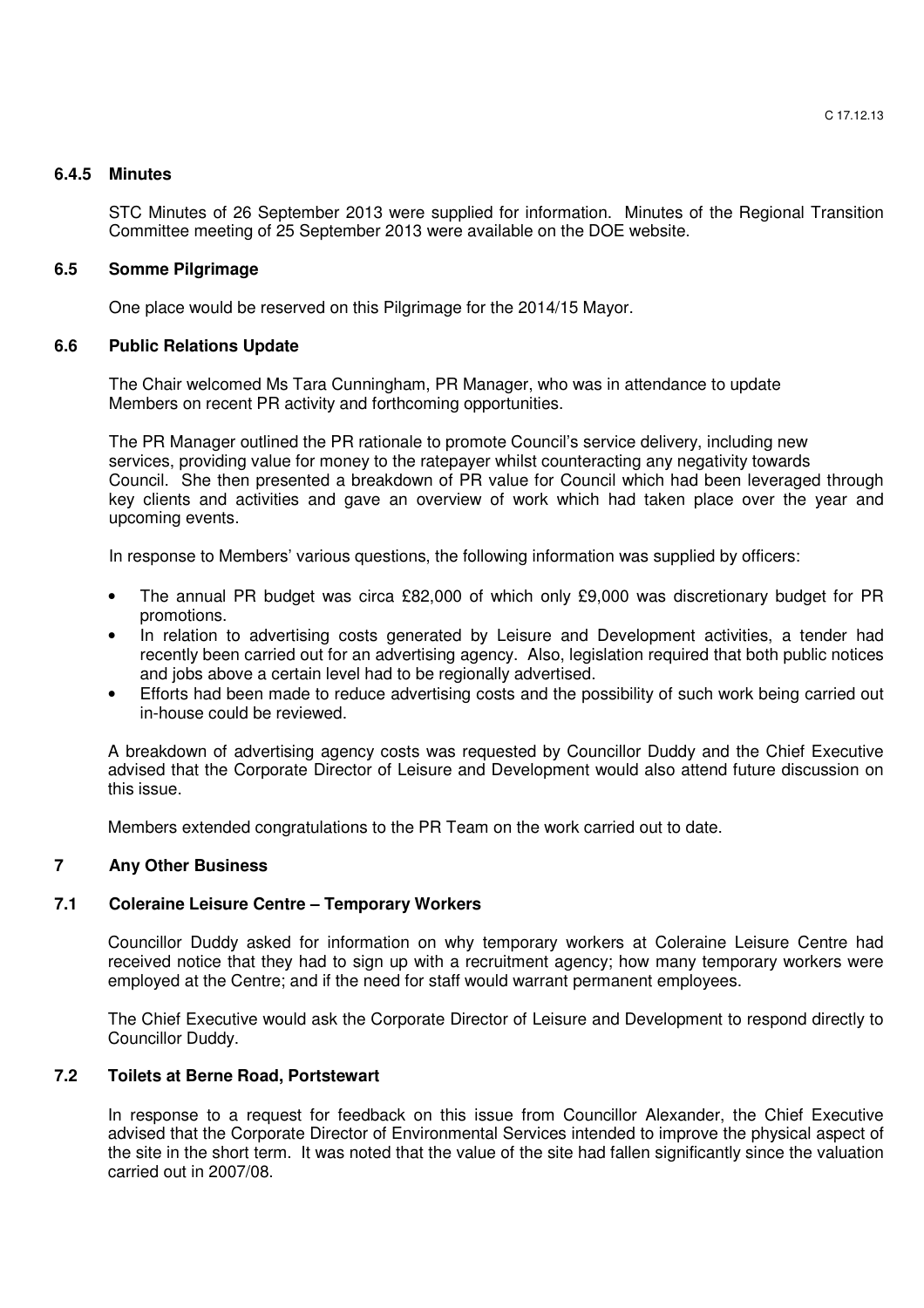### 6.4.5 Minutes

STC Minutes of 26 September 2013 were supplied for information. Minutes of the Regional Transition Committee meeting of 25 September 2013 were available on the DOE website.

### 6.5 Somme Pilgrimage

One place would be reserved on this Pilgrimage for the 2014/15 Mayor.

### 6.6 Public Relations Update

The Chair welcomed Ms Tara Cunningham, PR Manager, who was in attendance to update Members on recent PR activity and forthcoming opportunities.

The PR Manager outlined the PR rationale to promote Council's service delivery, including new services, providing value for money to the ratepayer whilst counteracting any negativity towards Council. She then presented a breakdown of PR value for Council which had been leveraged through key clients and activities and gave an overview of work which had taken place over the year and upcoming events.

In response to Members' various questions, the following information was supplied by officers:

- The annual PR budget was circa £82,000 of which only £9,000 was discretionary budget for PR promotions.
- In relation to advertising costs generated by Leisure and Development activities, a tender had recently been carried out for an advertising agency. Also, legislation required that both public notices and jobs above a certain level had to be regionally advertised.
- Efforts had been made to reduce advertising costs and the possibility of such work being carried out in-house could be reviewed.

A breakdown of advertising agency costs was requested by Councillor Duddy and the Chief Executive advised that the Corporate Director of Leisure and Development would also attend future discussion on this issue.

Members extended congratulations to the PR Team on the work carried out to date.

## 7 Any Other Business

### 7.1 Coleraine Leisure Centre – Temporary Workers

Councillor Duddy asked for information on why temporary workers at Coleraine Leisure Centre had received notice that they had to sign up with a recruitment agency; how many temporary workers were employed at the Centre; and if the need for staff would warrant permanent employees.

The Chief Executive would ask the Corporate Director of Leisure and Development to respond directly to Councillor Duddy.

### 7.2 Toilets at Berne Road, Portstewart

In response to a request for feedback on this issue from Councillor Alexander, the Chief Executive advised that the Corporate Director of Environmental Services intended to improve the physical aspect of the site in the short term. It was noted that the value of the site had fallen significantly since the valuation carried out in 2007/08.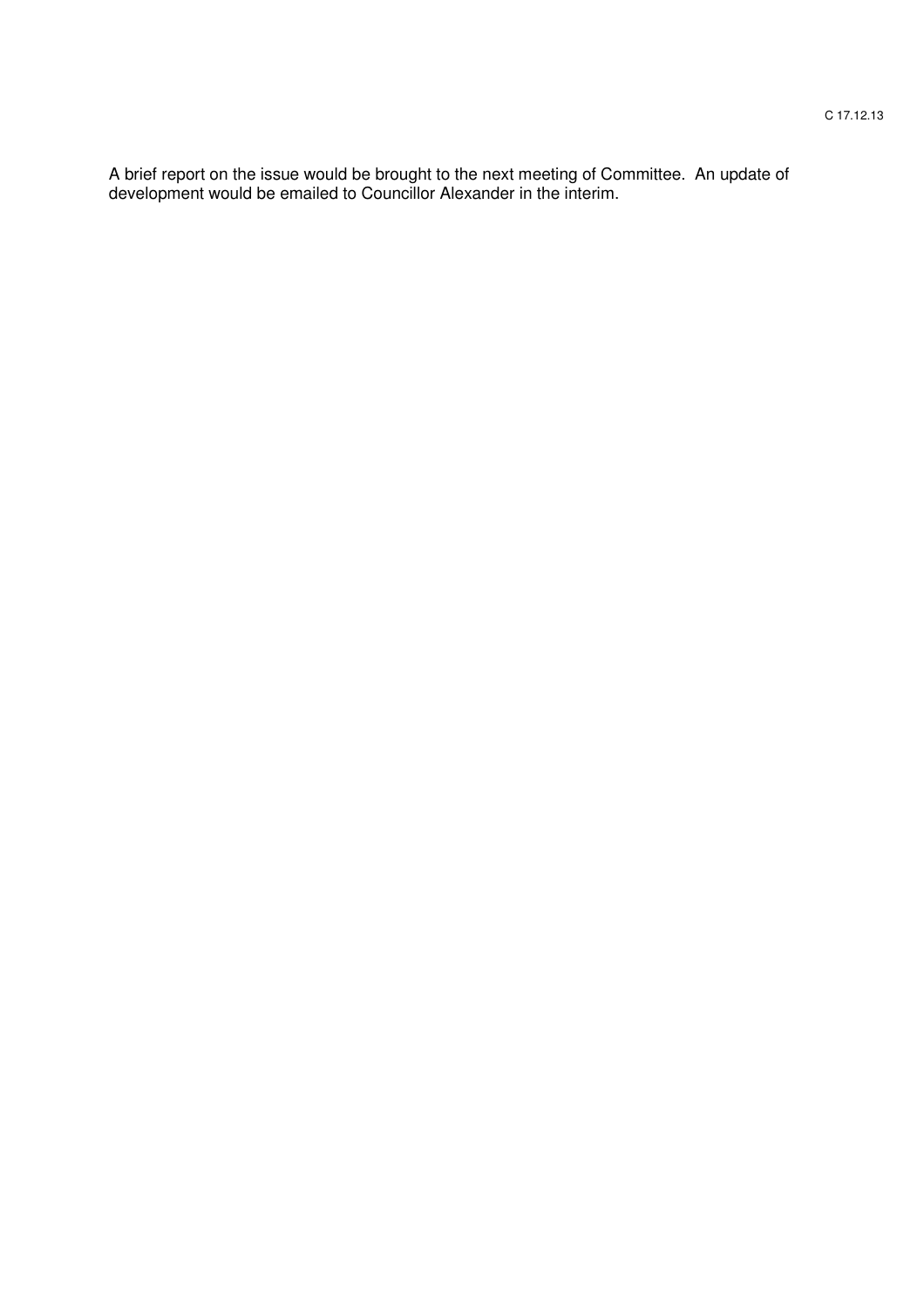A brief report on the issue would be brought to the next meeting of Committee. An update of development would be emailed to Councillor Alexander in the interim.